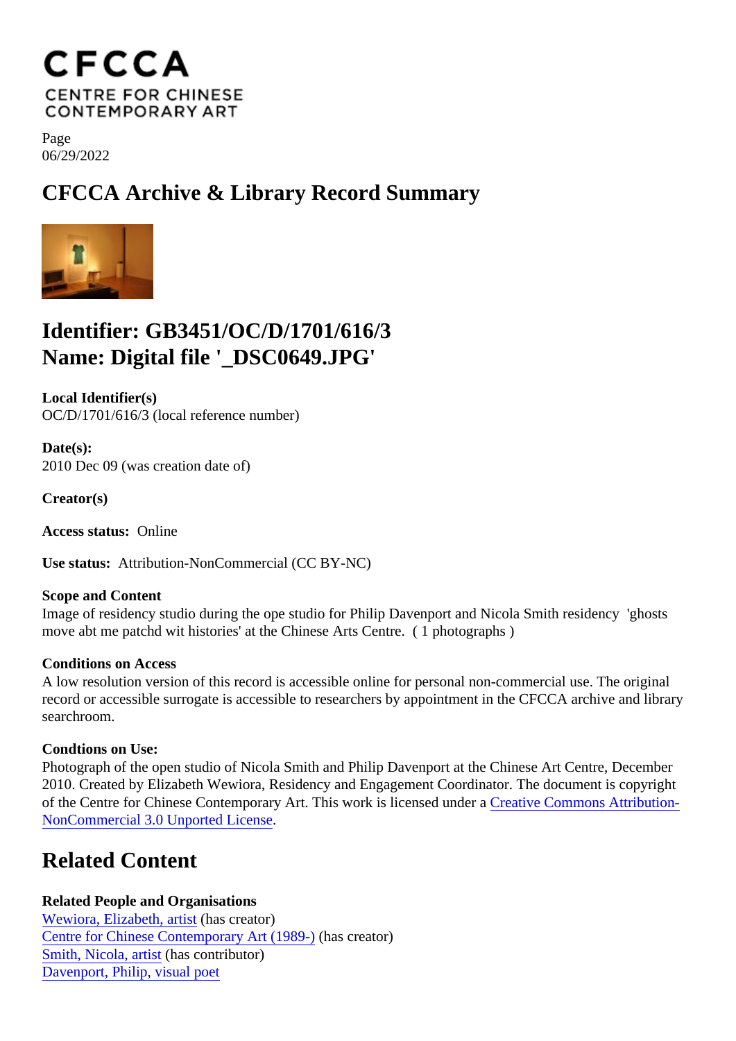CFCCA
CENTRE FOR CHINESE CONTEMPORARY ART

Page
06/29/2022

# CFCCA Archive & Library Record Summary

## Identifier: GB3451/OC/D/1701/616/3
## Name: Digital file '_DSC0649.JPG'

**Local Identifier(s)**
OC/D/1701/616/3 (local reference number)

**Date(s):**
2010 Dec 09 (was creation date of)

**Creator(s)**

**Access status:** Online

**Use status:** Attribution-NonCommercial (CC BY-NC)

**Scope and Content**
Image of residency studio during the ope studio for Philip Davenport and Nicola Smith residency 'ghosts move abt me patchd wit histories' at the Chinese Arts Centre. ( 1 photographs )

**Conditions on Access**
A low resolution version of this record is accessible online for personal non-commercial use. The original record or accessible surrogate is accessible to researchers by appointment in the CFCCA archive and library searchroom.

**Condtions on Use:**
Photograph of the open studio of Nicola Smith and Philip Davenport at the Chinese Art Centre, December 2010. Created by Elizabeth Wewiora, Residency and Engagement Coordinator. The document is copyright of the Centre for Chinese Contemporary Art. This work is licensed under a Creative Commons Attribution-NonCommercial 3.0 Unported License.

## Related Content

**Related People and Organisations**
Wewiora, Elizabeth, artist (has creator)
Centre for Chinese Contemporary Art (1989-) (has creator)
Smith, Nicola, artist (has contributor)
Davenport, Philip, visual poet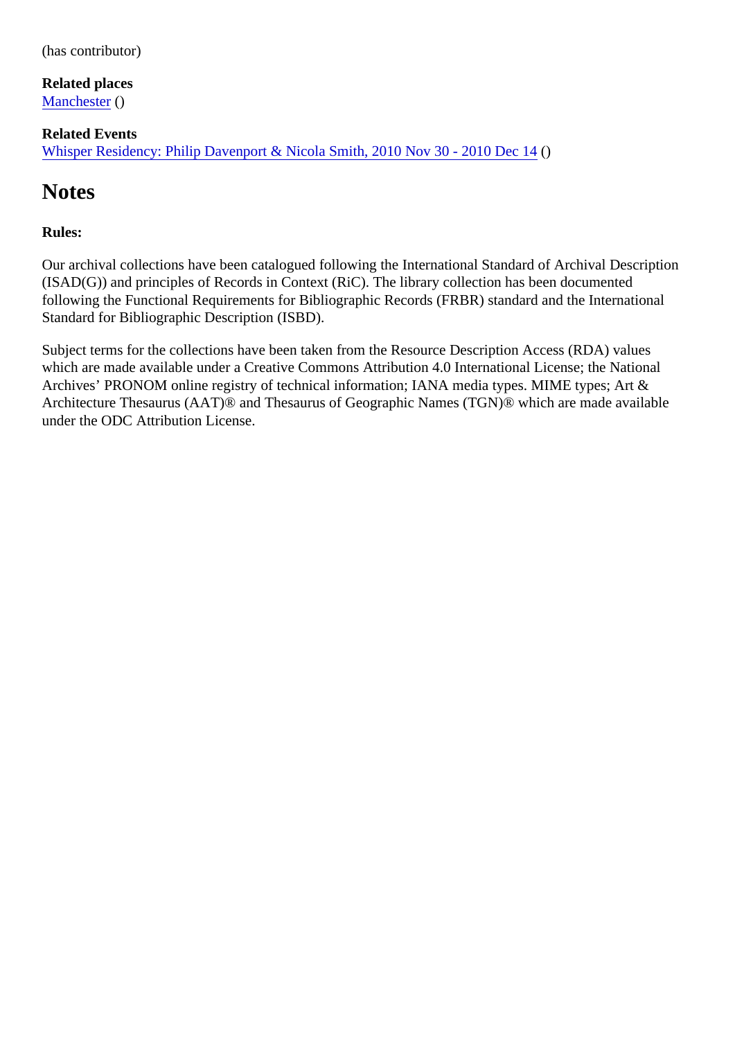(has contributor)

**Related places**
Manchester ()

**Related Events**
Whisper Residency: Philip Davenport & Nicola Smith, 2010 Nov 30 - 2010 Dec 14 ()

## Notes

**Rules:**

Our archival collections have been catalogued following the International Standard of Archival Description (ISAD(G)) and principles of Records in Context (RiC). The library collection has been documented following the Functional Requirements for Bibliographic Records (FRBR) standard and the International Standard for Bibliographic Description (ISBD).

Subject terms for the collections have been taken from the Resource Description Access (RDA) values which are made available under a Creative Commons Attribution 4.0 International License; the National Archives' PRONOM online registry of technical information; IANA media types. MIME types; Art & Architecture Thesaurus (AAT)® and Thesaurus of Geographic Names (TGN)® which are made available under the ODC Attribution License.